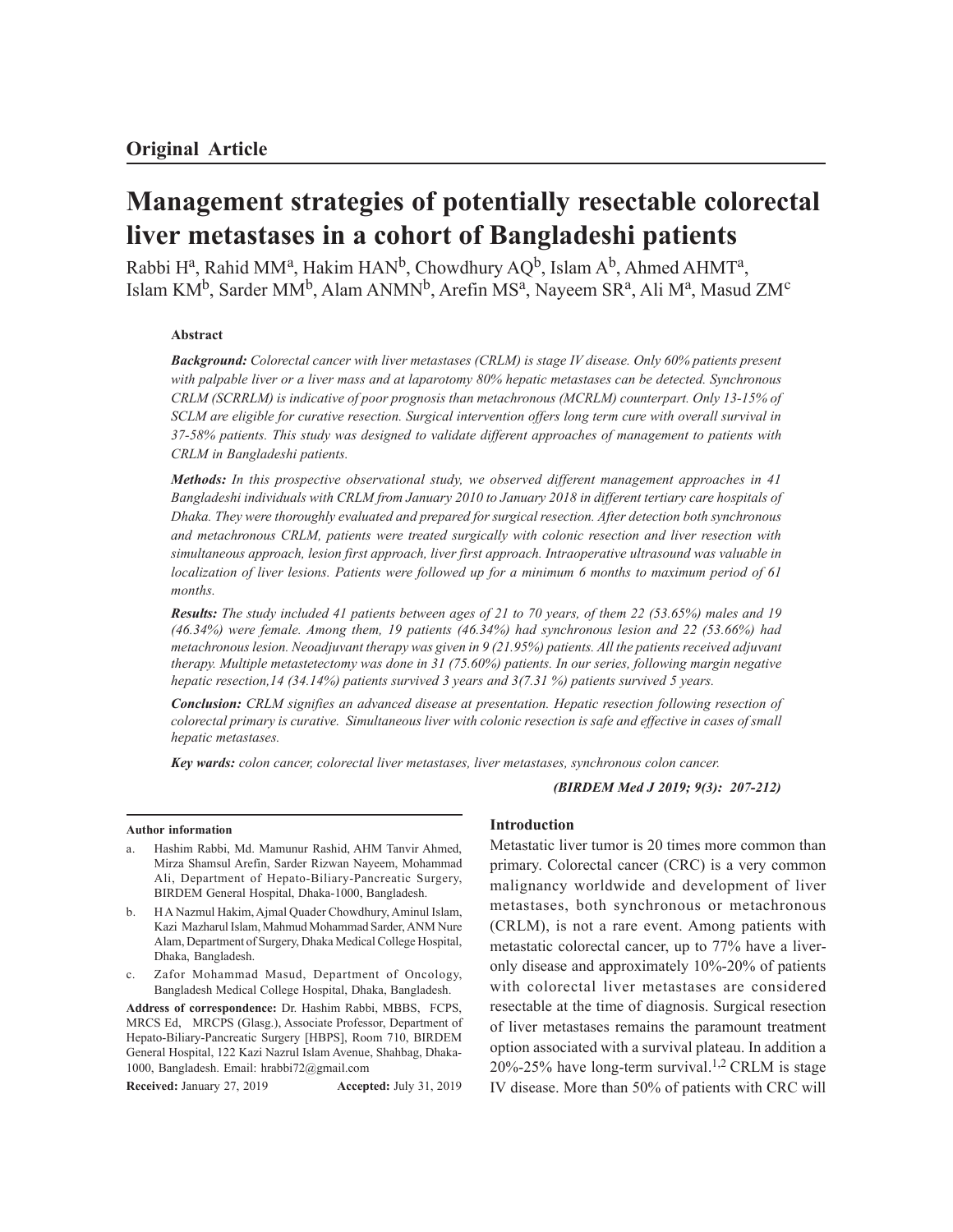**Original Article**

# Management strategies of potentially resectable colorectal liver metastases in a cohort of Bangladeshi patients

Rabbi H[a], Rahid MM[a], Hakim HAN[b], Chowdhury AQ[b], Islam A[b], Ahmed AHMT[a], Islam KM[b], Sarder MM[b], Alam ANMN[b], Arefin MS[a], Nayeem SR[a], Ali M[a], Masud ZM[c]

### Abstract

***Background:*** *Colorectal cancer with liver metastases (CRLM) is stage IV disease. Only 60% patients present with palpable liver or a liver mass and at laparotomy 80% hepatic metastases can be detected. Synchronous CRLM (SCRRLM) is indicative of poor prognosis than metachronous (MCRLM) counterpart. Only 13-15% of SCLM are eligible for curative resection. Surgical intervention offers long term cure with overall survival in 37-58% patients. This study was designed to validate different approaches of management to patients with CRLM in Bangladeshi patients.*

***Methods:*** *In this prospective observational study, we observed different management approaches in 41 Bangladeshi individuals with CRLM from January 2010 to January 2018 in different tertiary care hospitals of Dhaka. They were thoroughly evaluated and prepared for surgical resection. After detection both synchronous and metachronous CRLM, patients were treated surgically with colonic resection and liver resection with simultaneous approach, lesion first approach, liver first approach. Intraoperative ultrasound was valuable in localization of liver lesions. Patients were followed up for a minimum 6 months to maximum period of 61 months.*

***Results:*** *The study included 41 patients between ages of 21 to 70 years, of them 22 (53.65%) males and 19 (46.34%) were female. Among them, 19 patients (46.34%) had synchronous lesion and 22 (53.66%) had metachronous lesion. Neoadjuvant therapy was given in 9 (21.95%) patients. All the patients received adjuvant therapy. Multiple metastetectomy was done in 31 (75.60%) patients. In our series, following margin negative hepatic resection,14 (34.14%) patients survived 3 years and 3(7.31 %) patients survived 5 years.*

***Conclusion:*** *CRLM signifies an advanced disease at presentation. Hepatic resection following resection of colorectal primary is curative. Simultaneous liver with colonic resection is safe and effective in cases of small hepatic metastases.*

***Key wards:*** *colon cancer, colorectal liver metastases, liver metastases, synchronous colon cancer.*

***(BIRDEM Med J 2019; 9(3): 207-212)***

**Author information**

a. Hashim Rabbi, Md. Mamunur Rashid, AHM Tanvir Ahmed, Mirza Shamsul Arefin, Sarder Rizwan Nayeem, Mohammad Ali, Department of Hepato-Biliary-Pancreatic Surgery, BIRDEM General Hospital, Dhaka-1000, Bangladesh.

b. H A Nazmul Hakim, Ajmal Quader Chowdhury, Aminul Islam, Kazi Mazharul Islam, Mahmud Mohammad Sarder, ANM Nure Alam, Department of Surgery, Dhaka Medical College Hospital, Dhaka, Bangladesh.

c. Zafor Mohammad Masud, Department of Oncology, Bangladesh Medical College Hospital, Dhaka, Bangladesh.

**Address of correspondence:** Dr. Hashim Rabbi, MBBS, FCPS, MRCS Ed, MRCPS (Glasg.), Associate Professor, Department of Hepato-Biliary-Pancreatic Surgery [HBPS], Room 710, BIRDEM General Hospital, 122 Kazi Nazrul Islam Avenue, Shahbag, Dhaka-1000, Bangladesh. Email: hrabbi72@gmail.com

**Received:** January 27, 2019 **Accepted:** July 31, 2019

## Introduction

Metastatic liver tumor is 20 times more common than primary. Colorectal cancer (CRC) is a very common malignancy worldwide and development of liver metastases, both synchronous or metachronous (CRLM), is not a rare event. Among patients with metastatic colorectal cancer, up to 77% have a liver-only disease and approximately 10%-20% of patients with colorectal liver metastases are considered resectable at the time of diagnosis. Surgical resection of liver metastases remains the paramount treatment option associated with a survival plateau. In addition a 20%-25% have long-term survival.[1,2] CRLM is stage IV disease. More than 50% of patients with CRC will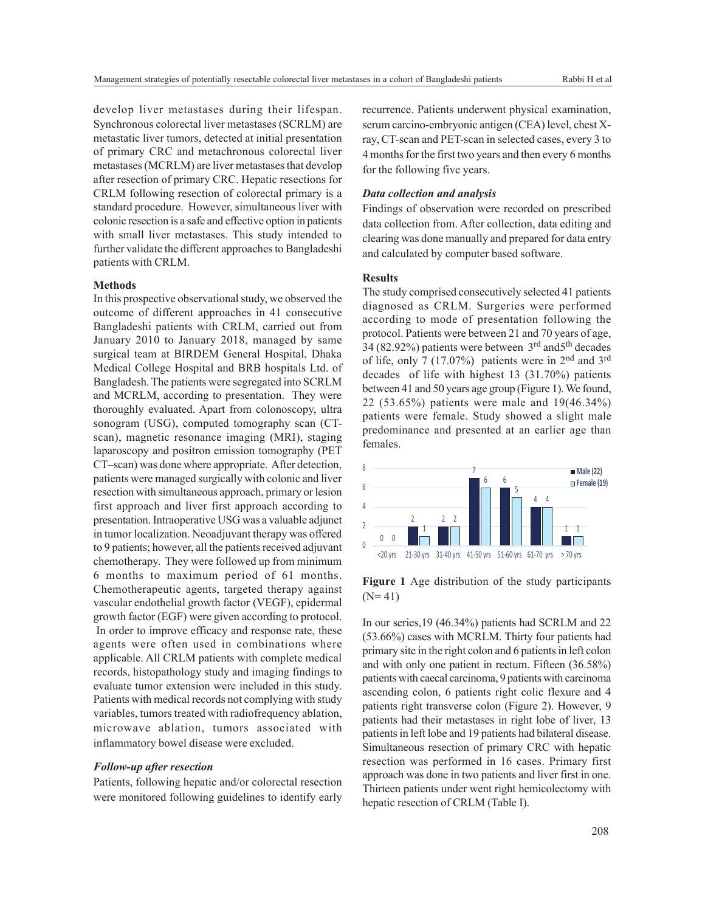develop liver metastases during their lifespan. Synchronous colorectal liver metastases (SCRLM) are metastatic liver tumors, detected at initial presentation of primary CRC and metachronous colorectal liver metastases (MCRLM) are liver metastases that develop after resection of primary CRC. Hepatic resections for CRLM following resection of colorectal primary is a standard procedure. However, simultaneous liver with colonic resection is a safe and effective option in patients with small liver metastases. This study intended to further validate the different approaches to Bangladeshi patients with CRLM.

## Methods

In this prospective observational study, we observed the outcome of different approaches in 41 consecutive Bangladeshi patients with CRLM, carried out from January 2010 to January 2018, managed by same surgical team at BIRDEM General Hospital, Dhaka Medical College Hospital and BRB hospitals Ltd. of Bangladesh. The patients were segregated into SCRLM and MCRLM, according to presentation. They were thoroughly evaluated. Apart from colonoscopy, ultra sonogram (USG), computed tomography scan (CT-scan), magnetic resonance imaging (MRI), staging laparoscopy and positron emission tomography (PET CT–scan) was done where appropriate. After detection, patients were managed surgically with colonic and liver resection with simultaneous approach, primary or lesion first approach and liver first approach according to presentation. Intraoperative USG was a valuable adjunct in tumor localization. Neoadjuvant therapy was offered to 9 patients; however, all the patients received adjuvant chemotherapy. They were followed up from minimum 6 months to maximum period of 61 months. Chemotherapeutic agents, targeted therapy against vascular endothelial growth factor (VEGF), epidermal growth factor (EGF) were given according to protocol. In order to improve efficacy and response rate, these agents were often used in combinations where applicable. All CRLM patients with complete medical records, histopathology study and imaging findings to evaluate tumor extension were included in this study. Patients with medical records not complying with study variables, tumors treated with radiofrequency ablation, microwave ablation, tumors associated with inflammatory bowel disease were excluded.

### *Follow-up after resection*

Patients, following hepatic and/or colorectal resection were monitored following guidelines to identify early recurrence. Patients underwent physical examination, serum carcino-embryonic antigen (CEA) level, chest X-ray, CT-scan and PET-scan in selected cases, every 3 to 4 months for the first two years and then every 6 months for the following five years.

### *Data collection and analysis*

Findings of observation were recorded on prescribed data collection from. After collection, data editing and clearing was done manually and prepared for data entry and calculated by computer based software.

## Results

The study comprised consecutively selected 41 patients diagnosed as CRLM. Surgeries were performed according to mode of presentation following the protocol. Patients were between 21 and 70 years of age, 34 (82.92%) patients were between 3rd and5th decades of life, only 7 (17.07%) patients were in 2nd and 3rd decades of life with highest 13 (31.70%) patients between 41 and 50 years age group (Figure 1). We found, 22 (53.65%) patients were male and 19(46.34%) patients were female. Study showed a slight male predominance and presented at an earlier age than females.

| Age group | Male (22) | Female (19) |
|---|---|---|
| <20 yrs | 0 | 0 |
| 21-30 yrs | 2 | 1 |
| 31-40 yrs | 2 | 2 |
| 41-50 yrs | 7 | 6 |
| 51-60 yrs | 6 | 5 |
| 61-70 yrs | 4 | 4 |
| >70 yrs | 1 | 1 |

**Figure 1** Age distribution of the study participants (N= 41)

In our series,19 (46.34%) patients had SCRLM and 22 (53.66%) cases with MCRLM. Thirty four patients had primary site in the right colon and 6 patients in left colon and with only one patient in rectum. Fifteen (36.58%) patients with caecal carcinoma, 9 patients with carcinoma ascending colon, 6 patients right colic flexure and 4 patients right transverse colon (Figure 2). However, 9 patients had their metastases in right lobe of liver, 13 patients in left lobe and 19 patients had bilateral disease. Simultaneous resection of primary CRC with hepatic resection was performed in 16 cases. Primary first approach was done in two patients and liver first in one. Thirteen patients under went right hemicolectomy with hepatic resection of CRLM (Table I).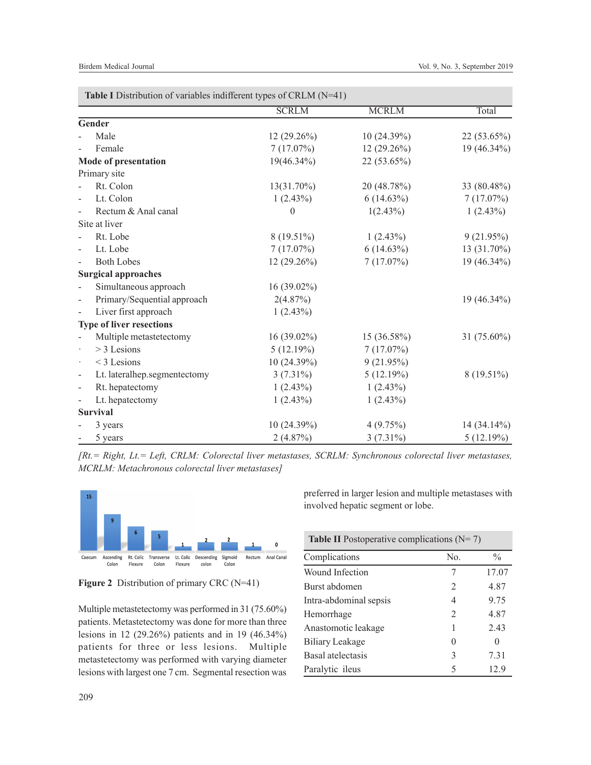**Table I** Distribution of variables indifferent types of CRLM (N=41)

| | SCRLM | MCRLM | Total |
|---|---|---|---|
| **Gender** | | | |
| - Male | 12 (29.26%) | 10 (24.39%) | 22 (53.65%) |
| - Female | 7 (17.07%) | 12 (29.26%) | 19 (46.34%) |
| **Mode of presentation** | 19(46.34%) | 22 (53.65%) | |
| Primary site | | | |
| - Rt. Colon | 13(31.70%) | 20 (48.78%) | 33 (80.48%) |
| - Lt. Colon | 1 (2.43%) | 6 (14.63%) | 7 (17.07%) |
| - Rectum & Anal canal | 0 | 1(2.43%) | 1 (2.43%) |
| Site at liver | | | |
| - Rt. Lobe | 8 (19.51%) | 1 (2.43%) | 9 (21.95%) |
| - Lt. Lobe | 7 (17.07%) | 6 (14.63%) | 13 (31.70%) |
| - Both Lobes | 12 (29.26%) | 7 (17.07%) | 19 (46.34%) |
| **Surgical approaches** | | | |
| - Simultaneous approach | 16 (39.02%) | | |
| - Primary/Sequential approach | 2(4.87%) | | 19 (46.34%) |
| - Liver first approach | 1 (2.43%) | | |
| **Type of liver resections** | | | |
| - Multiple metastetectomy | 16 (39.02%) | 15 (36.58%) | 31 (75.60%) |
| · > 3 Lesions | 5 (12.19%) | 7 (17.07%) | |
| · < 3 Lesions | 10 (24.39%) | 9 (21.95%) | |
| - Lt. lateralhep.segmentectomy | 3 (7.31%) | 5 (12.19%) | 8 (19.51%) |
| - Rt. hepatectomy | 1 (2.43%) | 1 (2.43%) | |
| - Lt. hepatectomy | 1 (2.43%) | 1 (2.43%) | |
| **Survival** | | | |
| - 3 years | 10 (24.39%) | 4 (9.75%) | 14 (34.14%) |
| - 5 years | 2 (4.87%) | 3 (7.31%) | 5 (12.19%) |

*[Rt.= Right, Lt.= Left, CRLM: Colorectal liver metastases, SCRLM: Synchronous colorectal liver metastases, MCRLM: Metachronous colorectal liver metastases]*

**Figure 2** Distribution of primary CRC (N=41)

Multiple metastetectomy was performed in 31 (75.60%) patients. Metastetectomy was done for more than three lesions in 12 (29.26%) patients and in 19 (46.34%) patients for three or less lesions. Multiple metastetectomy was performed with varying diameter lesions with largest one 7 cm. Segmental resection was preferred in larger lesion and multiple metastases with involved hepatic segment or lobe.

**Table II** Postoperative complications (N= 7)

| Complications | No. | % |
|---|---|---|
| Wound Infection | 7 | 17.07 |
| Burst abdomen | 2 | 4.87 |
| Intra-abdominal sepsis | 4 | 9.75 |
| Hemorrhage | 2 | 4.87 |
| Anastomotic leakage | 1 | 2.43 |
| Biliary Leakage | 0 | 0 |
| Basal atelectasis | 3 | 7.31 |
| Paralytic ileus | 5 | 12.9 |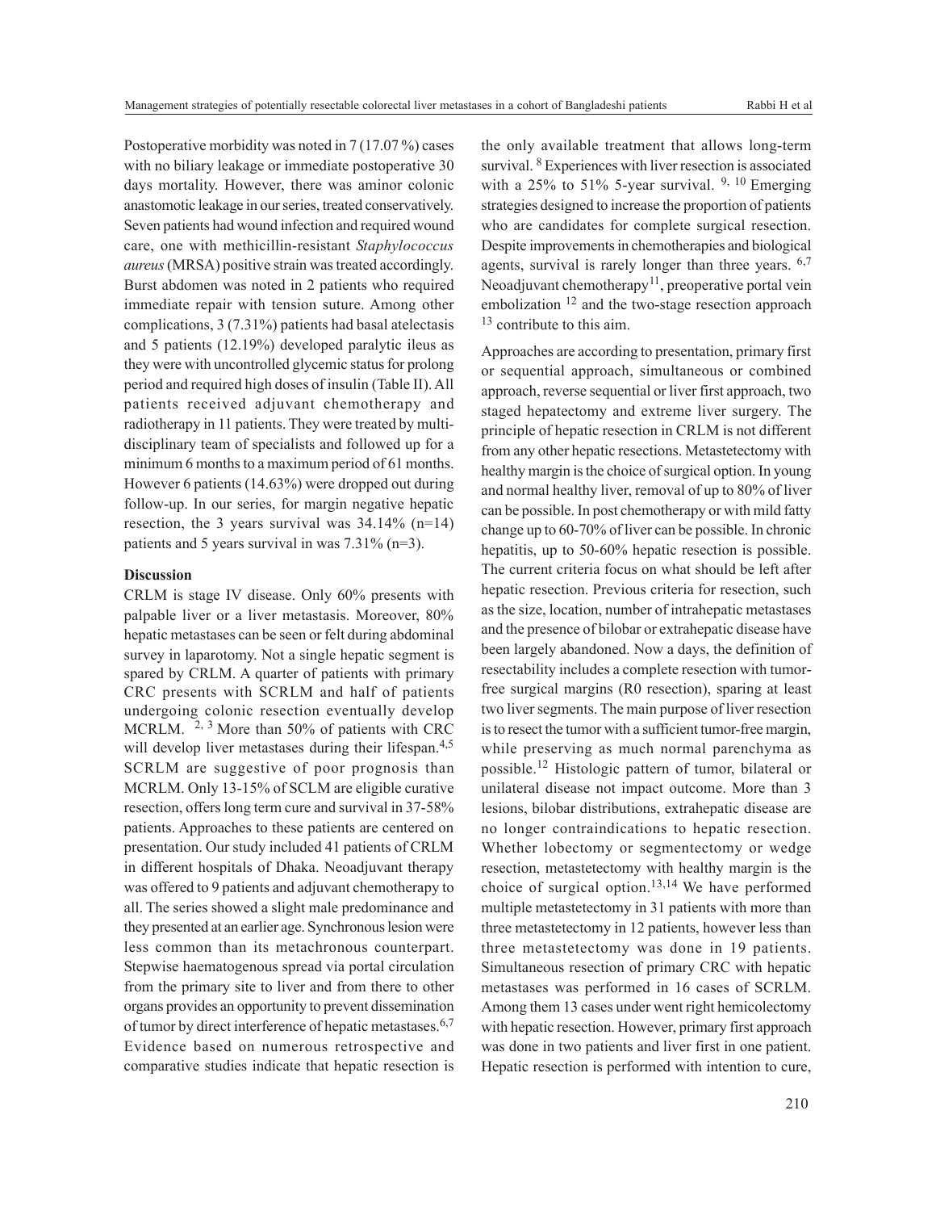Postoperative morbidity was noted in 7 (17.07 %) cases with no biliary leakage or immediate postoperative 30 days mortality. However, there was aminor colonic anastomotic leakage in our series, treated conservatively. Seven patients had wound infection and required wound care, one with methicillin-resistant *Staphylococcus aureus* (MRSA) positive strain was treated accordingly. Burst abdomen was noted in 2 patients who required immediate repair with tension suture. Among other complications, 3 (7.31%) patients had basal atelectasis and 5 patients (12.19%) developed paralytic ileus as they were with uncontrolled glycemic status for prolong period and required high doses of insulin (Table II). All patients received adjuvant chemotherapy and radiotherapy in 11 patients. They were treated by multi-disciplinary team of specialists and followed up for a minimum 6 months to a maximum period of 61 months. However 6 patients (14.63%) were dropped out during follow-up. In our series, for margin negative hepatic resection, the 3 years survival was 34.14% (n=14) patients and 5 years survival in was 7.31% (n=3).

**Discussion**

CRLM is stage IV disease. Only 60% presents with palpable liver or a liver metastasis. Moreover, 80% hepatic metastases can be seen or felt during abdominal survey in laparotomy. Not a single hepatic segment is spared by CRLM. A quarter of patients with primary CRC presents with SCRLM and half of patients undergoing colonic resection eventually develop MCRLM. [2, 3] More than 50% of patients with CRC will develop liver metastases during their lifespan.[4,5] SCRLM are suggestive of poor prognosis than MCRLM. Only 13-15% of SCLM are eligible curative resection, offers long term cure and survival in 37-58% patients. Approaches to these patients are centered on presentation. Our study included 41 patients of CRLM in different hospitals of Dhaka. Neoadjuvant therapy was offered to 9 patients and adjuvant chemotherapy to all. The series showed a slight male predominance and they presented at an earlier age. Synchronous lesion were less common than its metachronous counterpart. Stepwise haematogenous spread via portal circulation from the primary site to liver and from there to other organs provides an opportunity to prevent dissemination of tumor by direct interference of hepatic metastases.[6,7] Evidence based on numerous retrospective and comparative studies indicate that hepatic resection is the only available treatment that allows long-term survival. [8] Experiences with liver resection is associated with a 25% to 51% 5-year survival. [9, 10] Emerging strategies designed to increase the proportion of patients who are candidates for complete surgical resection. Despite improvements in chemotherapies and biological agents, survival is rarely longer than three years. [6,7] Neoadjuvant chemotherapy[11], preoperative portal vein embolization [12] and the two-stage resection approach [13] contribute to this aim.

Approaches are according to presentation, primary first or sequential approach, simultaneous or combined approach, reverse sequential or liver first approach, two staged hepatectomy and extreme liver surgery. The principle of hepatic resection in CRLM is not different from any other hepatic resections. Metastetectomy with healthy margin is the choice of surgical option. In young and normal healthy liver, removal of up to 80% of liver can be possible. In post chemotherapy or with mild fatty change up to 60-70% of liver can be possible. In chronic hepatitis, up to 50-60% hepatic resection is possible. The current criteria focus on what should be left after hepatic resection. Previous criteria for resection, such as the size, location, number of intrahepatic metastases and the presence of bilobar or extrahepatic disease have been largely abandoned. Now a days, the definition of resectability includes a complete resection with tumor-free surgical margins (R0 resection), sparing at least two liver segments. The main purpose of liver resection is to resect the tumor with a sufficient tumor-free margin, while preserving as much normal parenchyma as possible.[12] Histologic pattern of tumor, bilateral or unilateral disease not impact outcome. More than 3 lesions, bilobar distributions, extrahepatic disease are no longer contraindications to hepatic resection. Whether lobectomy or segmentectomy or wedge resection, metastetectomy with healthy margin is the choice of surgical option.[13,14] We have performed multiple metastetectomy in 31 patients with more than three metastetectomy in 12 patients, however less than three metastetectomy was done in 19 patients. Simultaneous resection of primary CRC with hepatic metastases was performed in 16 cases of SCRLM. Among them 13 cases under went right hemicolectomy with hepatic resection. However, primary first approach was done in two patients and liver first in one patient. Hepatic resection is performed with intention to cure,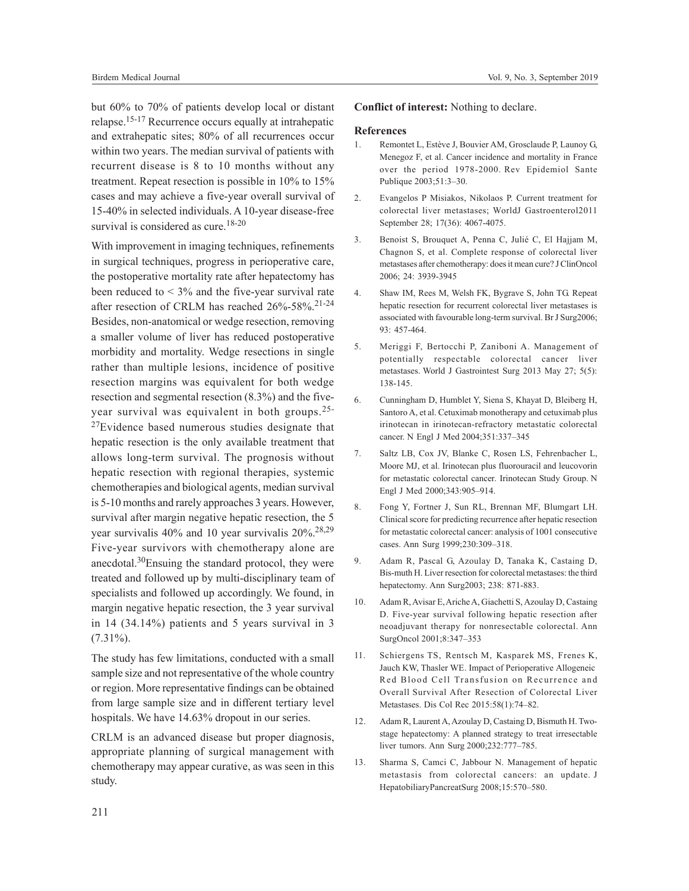but 60% to 70% of patients develop local or distant relapse.[15-17] Recurrence occurs equally at intrahepatic and extrahepatic sites; 80% of all recurrences occur within two years. The median survival of patients with recurrent disease is 8 to 10 months without any treatment. Repeat resection is possible in 10% to 15% cases and may achieve a five-year overall survival of 15-40% in selected individuals. A 10-year disease-free survival is considered as cure.[18-20]

With improvement in imaging techniques, refinements in surgical techniques, progress in perioperative care, the postoperative mortality rate after hepatectomy has been reduced to < 3% and the five-year survival rate after resection of CRLM has reached 26%-58%.[21-24] Besides, non-anatomical or wedge resection, removing a smaller volume of liver has reduced postoperative morbidity and mortality. Wedge resections in single rather than multiple lesions, incidence of positive resection margins was equivalent for both wedge resection and segmental resection (8.3%) and the five-year survival was equivalent in both groups.[25-27]Evidence based numerous studies designate that hepatic resection is the only available treatment that allows long-term survival. The prognosis without hepatic resection with regional therapies, systemic chemotherapies and biological agents, median survival is 5-10 months and rarely approaches 3 years. However, survival after margin negative hepatic resection, the 5 year survivalis 40% and 10 year survivalis 20%.[28,29] Five-year survivors with chemotherapy alone are anecdotal.[30]Ensuing the standard protocol, they were treated and followed up by multi-disciplinary team of specialists and followed up accordingly. We found, in margin negative hepatic resection, the 3 year survival in 14 (34.14%) patients and 5 years survival in 3 (7.31%).

The study has few limitations, conducted with a small sample size and not representative of the whole country or region. More representative findings can be obtained from large sample size and in different tertiary level hospitals. We have 14.63% dropout in our series.

CRLM is an advanced disease but proper diagnosis, appropriate planning of surgical management with chemotherapy may appear curative, as was seen in this study.

**Conflict of interest:** Nothing to declare.

**References**

1. Remontet L, Estève J, Bouvier AM, Grosclaude P, Launoy G, Menegoz F, et al. Cancer incidence and mortality in France over the period 1978-2000. Rev Epidemiol Sante Publique 2003;51:3–30.
2. Evangelos P Misiakos, Nikolaos P. Current treatment for colorectal liver metastases; WorldJ Gastroenterol2011 September 28; 17(36): 4067-4075.
3. Benoist S, Brouquet A, Penna C, Julié C, El Hajjam M, Chagnon S, et al. Complete response of colorectal liver metastases after chemotherapy: does it mean cure? J ClinOncol 2006; 24: 3939-3945
4. Shaw IM, Rees M, Welsh FK, Bygrave S, John TG. Repeat hepatic resection for recurrent colorectal liver metastases is associated with favourable long-term survival. Br J Surg2006; 93: 457-464.
5. Meriggi F, Bertocchi P, Zaniboni A. Management of potentially respectable colorectal cancer liver metastases. World J Gastrointest Surg 2013 May 27; 5(5): 138-145.
6. Cunningham D, Humblet Y, Siena S, Khayat D, Bleiberg H, Santoro A, et al. Cetuximab monotherapy and cetuximab plus irinotecan in irinotecan-refractory metastatic colorectal cancer. N Engl J Med 2004;351:337–345
7. Saltz LB, Cox JV, Blanke C, Rosen LS, Fehrenbacher L, Moore MJ, et al. Irinotecan plus fluorouracil and leucovorin for metastatic colorectal cancer. Irinotecan Study Group. N Engl J Med 2000;343:905–914.
8. Fong Y, Fortner J, Sun RL, Brennan MF, Blumgart LH. Clinical score for predicting recurrence after hepatic resection for metastatic colorectal cancer: analysis of 1001 consecutive cases. Ann Surg 1999;230:309–318.
9. Adam R, Pascal G, Azoulay D, Tanaka K, Castaing D, Bis-muth H. Liver resection for colorectal metastases: the third hepatectomy. Ann Surg2003; 238: 871-883.
10. Adam R, Avisar E, Ariche A, Giachetti S, Azoulay D, Castaing D. Five-year survival following hepatic resection after neoadjuvant therapy for nonresectable colorectal. Ann SurgOncol 2001;8:347–353
11. Schiergens TS, Rentsch M, Kasparek MS, Frenes K, Jauch KW, Thasler WE. Impact of Perioperative Allogeneic Red Blood Cell Transfusion on Recurrence and Overall Survival After Resection of Colorectal Liver Metastases. Dis Col Rec 2015:58(1):74–82.
12. Adam R, Laurent A, Azoulay D, Castaing D, Bismuth H. Two-stage hepatectomy: A planned strategy to treat irresectable liver tumors. Ann Surg 2000;232:777–785.
13. Sharma S, Camci C, Jabbour N. Management of hepatic metastasis from colorectal cancers: an update. J HepatobiliaryPancreatSurg 2008;15:570–580.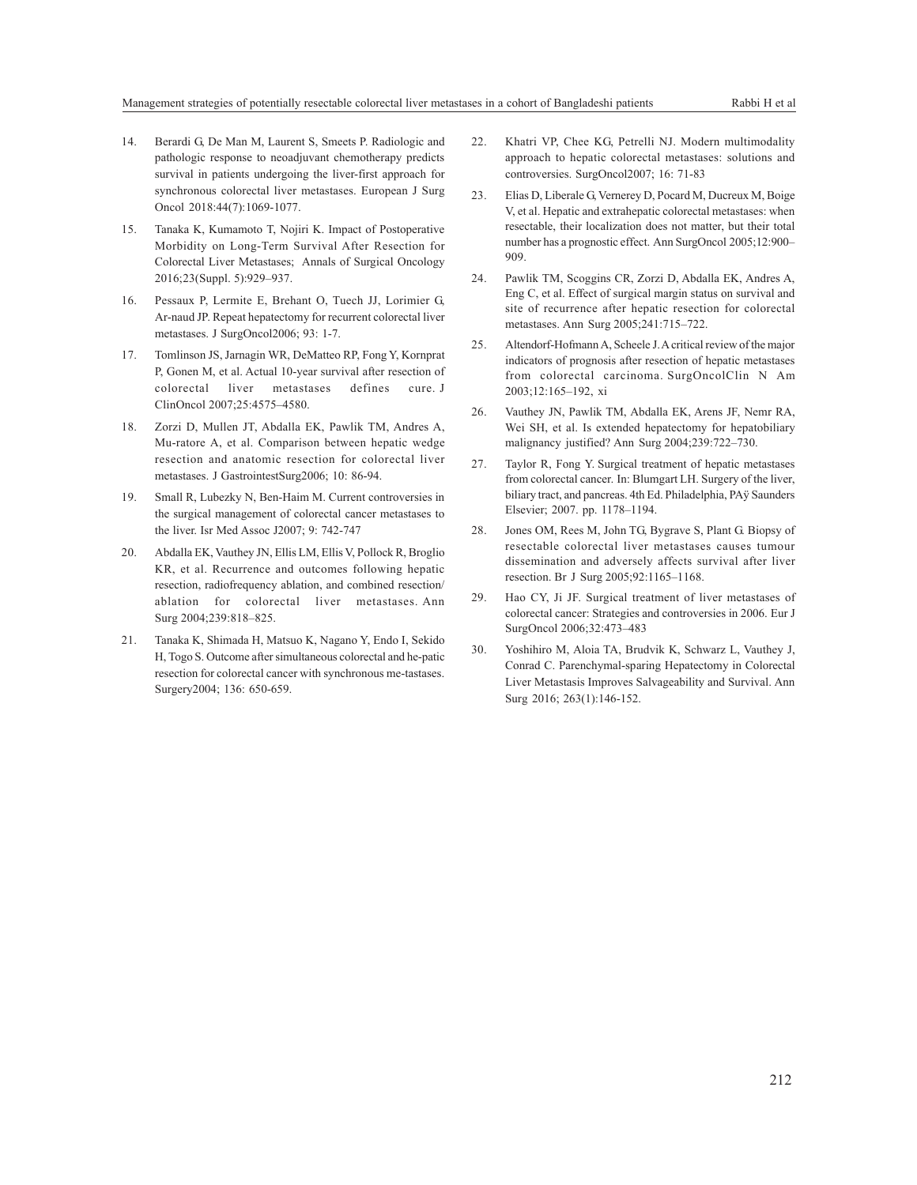14. Berardi G, De Man M, Laurent S, Smeets P. Radiologic and pathologic response to neoadjuvant chemotherapy predicts survival in patients undergoing the liver-first approach for synchronous colorectal liver metastases. European J Surg Oncol 2018:44(7):1069-1077.

15. Tanaka K, Kumamoto T, Nojiri K. Impact of Postoperative Morbidity on Long-Term Survival After Resection for Colorectal Liver Metastases; Annals of Surgical Oncology 2016;23(Suppl. 5):929–937.

16. Pessaux P, Lermite E, Brehant O, Tuech JJ, Lorimier G, Ar-naud JP. Repeat hepatectomy for recurrent colorectal liver metastases. J SurgOncol2006; 93: 1-7.

17. Tomlinson JS, Jarnagin WR, DeMatteo RP, Fong Y, Kornprat P, Gonen M, et al. Actual 10-year survival after resection of colorectal liver metastases defines cure. J ClinOncol 2007;25:4575–4580.

18. Zorzi D, Mullen JT, Abdalla EK, Pawlik TM, Andres A, Mu-ratore A, et al. Comparison between hepatic wedge resection and anatomic resection for colorectal liver metastases. J GastrointestSurg2006; 10: 86-94.

19. Small R, Lubezky N, Ben-Haim M. Current controversies in the surgical management of colorectal cancer metastases to the liver. Isr Med Assoc J2007; 9: 742-747

20. Abdalla EK, Vauthey JN, Ellis LM, Ellis V, Pollock R, Broglio KR, et al. Recurrence and outcomes following hepatic resection, radiofrequency ablation, and combined resection/ ablation for colorectal liver metastases. Ann Surg 2004;239:818–825.

21. Tanaka K, Shimada H, Matsuo K, Nagano Y, Endo I, Sekido H, Togo S. Outcome after simultaneous colorectal and he-patic resection for colorectal cancer with synchronous me-tastases. Surgery2004; 136: 650-659.

22. Khatri VP, Chee KG, Petrelli NJ. Modern multimodality approach to hepatic colorectal metastases: solutions and controversies. SurgOncol2007; 16: 71-83

23. Elias D, Liberale G, Vernerey D, Pocard M, Ducreux M, Boige V, et al. Hepatic and extrahepatic colorectal metastases: when resectable, their localization does not matter, but their total number has a prognostic effect. Ann SurgOncol 2005;12:900–909.

24. Pawlik TM, Scoggins CR, Zorzi D, Abdalla EK, Andres A, Eng C, et al. Effect of surgical margin status on survival and site of recurrence after hepatic resection for colorectal metastases. Ann Surg 2005;241:715–722.

25. Altendorf-Hofmann A, Scheele J. A critical review of the major indicators of prognosis after resection of hepatic metastases from colorectal carcinoma. SurgOncolClin N Am 2003;12:165–192, xi

26. Vauthey JN, Pawlik TM, Abdalla EK, Arens JF, Nemr RA, Wei SH, et al. Is extended hepatectomy for hepatobiliary malignancy justified? Ann Surg 2004;239:722–730.

27. Taylor R, Fong Y. Surgical treatment of hepatic metastases from colorectal cancer. In: Blumgart LH. Surgery of the liver, biliary tract, and pancreas. 4th Ed. Philadelphia, PAÿ Saunders Elsevier; 2007. pp. 1178–1194.

28. Jones OM, Rees M, John TG, Bygrave S, Plant G. Biopsy of resectable colorectal liver metastases causes tumour dissemination and adversely affects survival after liver resection. Br J Surg 2005;92:1165–1168.

29. Hao CY, Ji JF. Surgical treatment of liver metastases of colorectal cancer: Strategies and controversies in 2006. Eur J SurgOncol 2006;32:473–483

30. Yoshihiro M, Aloia TA, Brudvik K, Schwarz L, Vauthey J, Conrad C. Parenchymal-sparing Hepatectomy in Colorectal Liver Metastasis Improves Salvageability and Survival. Ann Surg 2016; 263(1):146-152.